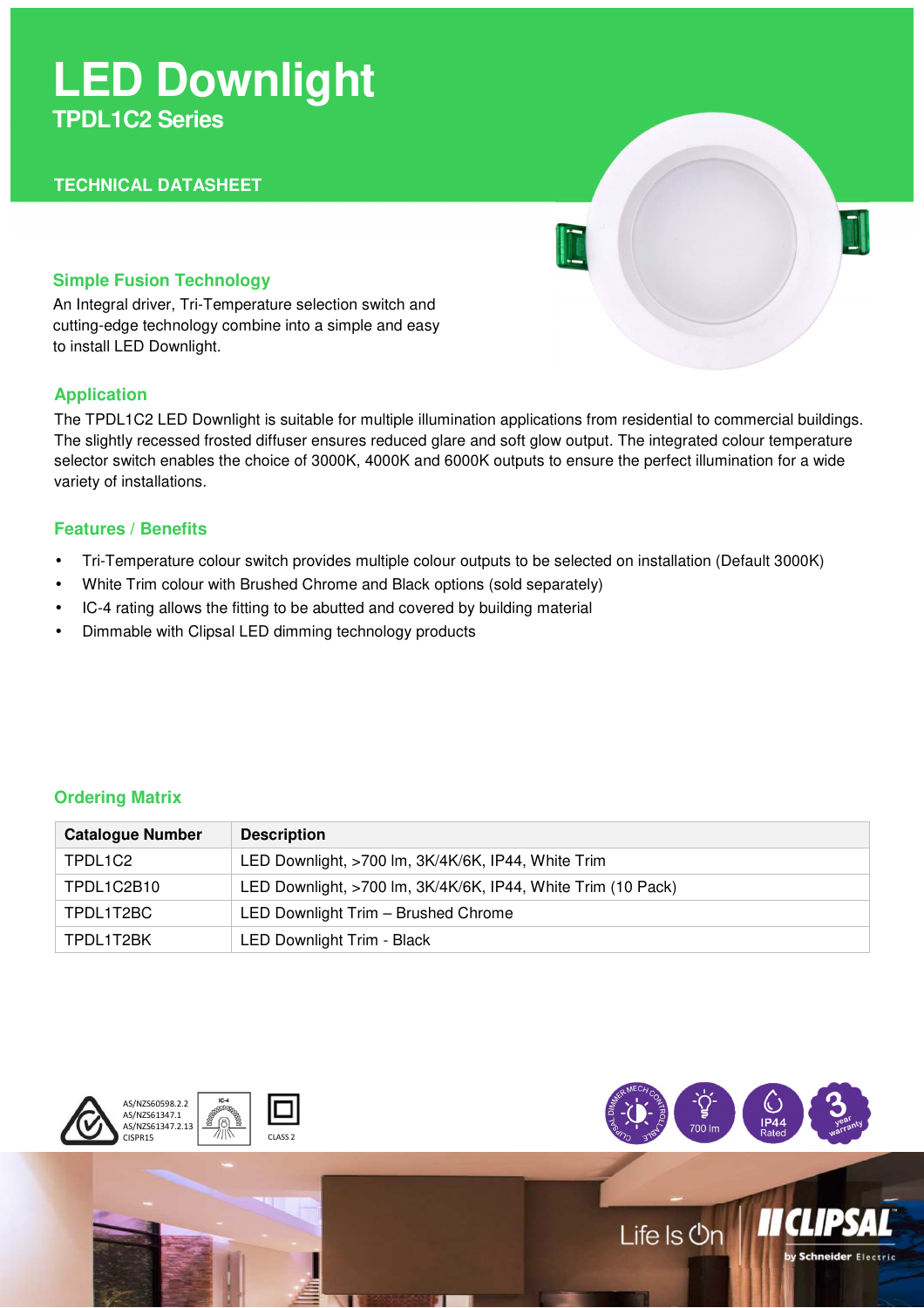# LED Downlight

## TPDL1C2 Series

**TECHNICAL DATASHEET**

### Simple Fusion Technology

An Integral driver, Tri-Temperature selection switch and cutting-edge technology combine into a simple and easy to install LED Downlight.

### Application

The TPDL1C2 LED Downlight is suitable for multiple illumination applications from residential to commercial buildings. The slightly recessed frosted diffuser ensures reduced glare and soft glow output. The integrated colour temperature selector switch enables the choice of 3000K, 4000K and 6000K outputs to ensure the perfect illumination for a wide variety of installations.

### Features / Benefits

- Tri-Temperature colour switch provides multiple colour outputs to be selected on installation (Default 3000K)
- White Trim colour with Brushed Chrome and Black options (sold separately)
- IC-4 rating allows the fitting to be abutted and covered by building material
- Dimmable with Clipsal LED dimming technology products

### Ordering Matrix

| Catalogue Number | Description |
| --- | --- |
| TPDL1C2 | LED Downlight, >700 lm, 3K/4K/6K, IP44, White Trim |
| TPDL1C2B10 | LED Downlight, >700 lm, 3K/4K/6K, IP44, White Trim (10 Pack) |
| TPDL1T2BC | LED Downlight Trim – Brushed Chrome |
| TPDL1T2BK | LED Downlight Trim - Black |

AS/NZS60598.2.2
AS/NZS61347.1
AS/NZS61347.2.13
CISPR15

IC-4

CLASS 2

CLIPSAL DIMMER MECH CONTROLLABLE

700 lm

IP44 Rated

3 year warranty

Life Is On

CLIPSAL by Schneider Electric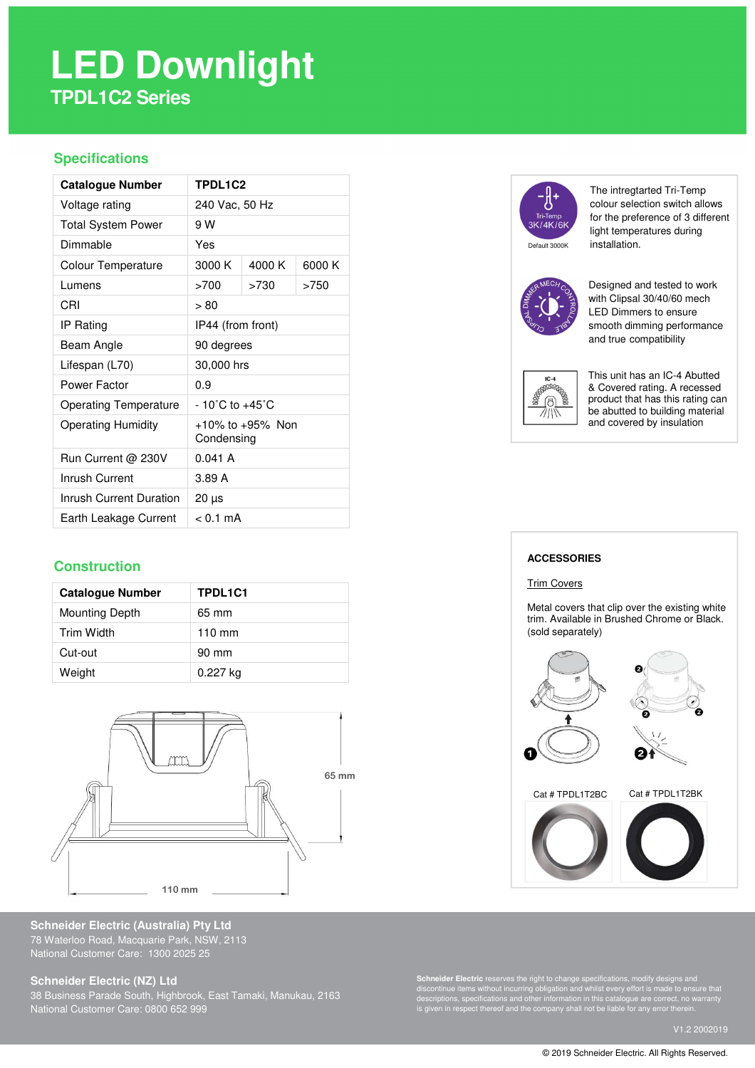# LED Downlight

## TPDL1C2 Series

### Specifications

| Catalogue Number | TPDL1C2 | | |
|---|---|---|---|
| Voltage rating | 240 Vac, 50 Hz | | |
| Total System Power | 9 W | | |
| Dimmable | Yes | | |
| Colour Temperature | 3000 K | 4000 K | 6000 K |
| Lumens | >700 | >730 | >750 |
| CRI | > 80 | | |
| IP Rating | IP44 (from front) | | |
| Beam Angle | 90 degrees | | |
| Lifespan (L70) | 30,000 hrs | | |
| Power Factor | 0.9 | | |
| Operating Temperature | - 10˚C to +45˚C | | |
| Operating Humidity | +10% to +95% Non Condensing | | |
| Run Current @ 230V | 0.041 A | | |
| Inrush Current | 3.89 A | | |
| Inrush Current Duration | 20 µs | | |
| Earth Leakage Current | < 0.1 mA | | |

Tri-Temp 3K/4K/6K

Default 3000K

The intregtarted Tri-Temp colour selection switch allows for the preference of 3 different light temperatures during installation.

CLIPSAL DIMMER MECH CONTROLLABLE

Designed and tested to work with Clipsal 30/40/60 mech LED Dimmers to ensure smooth dimming performance and true compatibility

IC-4

This unit has an IC-4 Abutted & Covered rating. A recessed product that has this rating can be abutted to building material and covered by insulation

### Construction

| Catalogue Number | TPDL1C1 |
|---|---|
| Mounting Depth | 65 mm |
| Trim Width | 110 mm |
| Cut-out | 90 mm |
| Weight | 0.227 kg |

65 mm

110 mm

**ACCESSORIES**

Trim Covers

Metal covers that clip over the existing white trim. Available in Brushed Chrome or Black. (sold separately)

1

2

Cat # TPDL1T2BC

Cat # TPDL1T2BK

**Schneider Electric (Australia) Pty Ltd**
78 Waterloo Road, Macquarie Park, NSW, 2113
National Customer Care: 1300 2025 25

**Schneider Electric (NZ) Ltd**
38 Business Parade South, Highbrook, East Tamaki, Manukau, 2163
National Customer Care: 0800 652 999

**Schneider Electric** reserves the right to change specifications, modify designs and discontinue items without incurring obligation and whilst every effort is made to ensure that descriptions, specifications and other information in this catalogue are correct, no warranty is given in respect thereof and the company shall not be liable for any error therein.

V1.2 2002019

© 2019 Schneider Electric. All Rights Reserved.